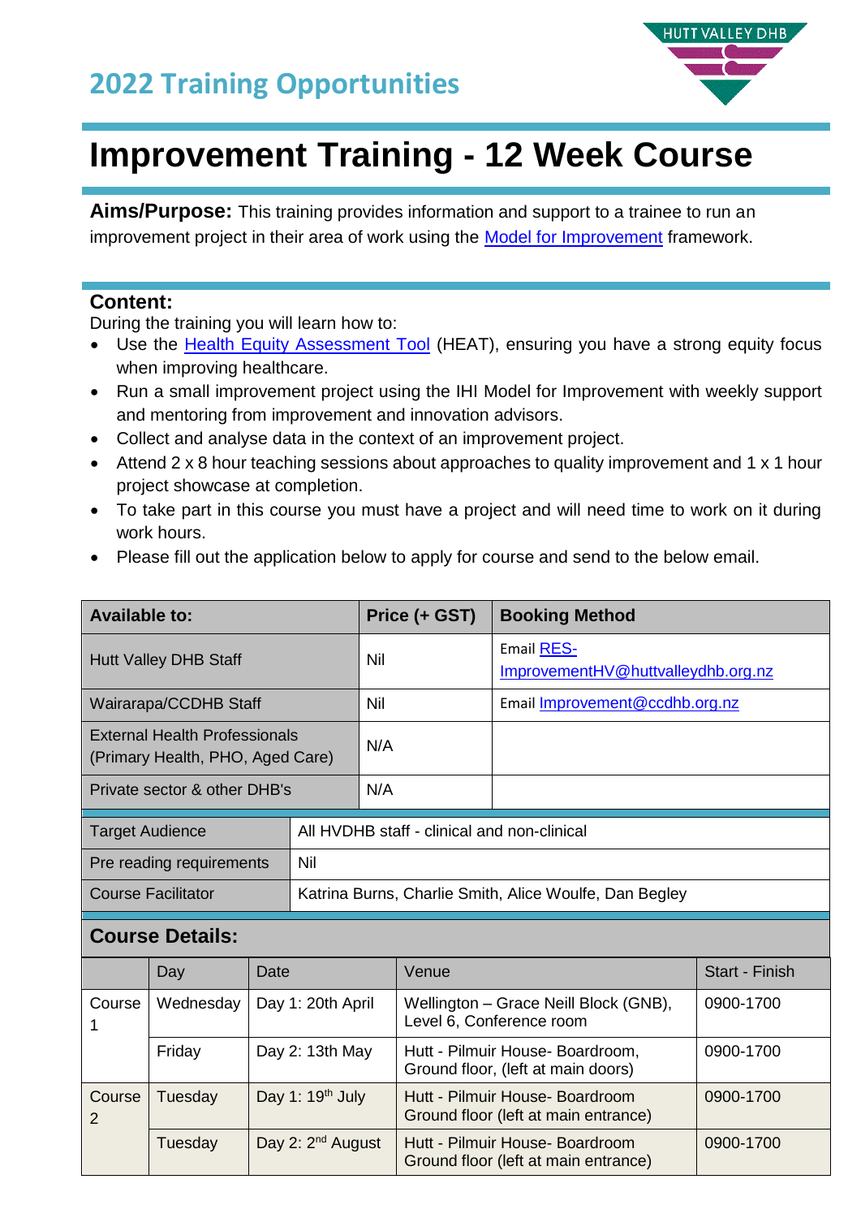HUTT VALLEY DHB

## 2022 Training Opportunities

# Improvement Training - 12 Week Course

**Aims/Purpose:** This training provides information and support to a trainee to run an improvement project in their area of work using the [Model for Improvement]() framework.

**Content:**

During the training you will learn how to:

- Use the [Health Equity Assessment Tool]() (HEAT), ensuring you have a strong equity focus when improving healthcare.
- Run a small improvement project using the IHI Model for Improvement with weekly support and mentoring from improvement and innovation advisors.
- Collect and analyse data in the context of an improvement project.
- Attend 2 x 8 hour teaching sessions about approaches to quality improvement and 1 x 1 hour project showcase at completion.
- To take part in this course you must have a project and will need time to work on it during work hours.
- Please fill out the application below to apply for course and send to the below email.

| Available to: | Price (+ GST) | Booking Method |
|---|---|---|
| Hutt Valley DHB Staff | Nil | Email RES-ImprovementHV@huttvalleydhb.org.nz |
| Wairarapa/CCDHB Staff | Nil | Email Improvement@ccdhb.org.nz |
| External Health Professionals (Primary Health, PHO, Aged Care) | N/A | |
| Private sector & other DHB's | N/A | |

| | |
|---|---|
| Target Audience | All HVDHB staff - clinical and non-clinical |
| Pre reading requirements | Nil |
| Course Facilitator | Katrina Burns, Charlie Smith, Alice Woulfe, Dan Begley |

**Course Details:**

| | Day | Date | Venue | Start - Finish |
|---|---|---|---|---|
| Course 1 | Wednesday | Day 1: 20th April | Wellington – Grace Neill Block (GNB), Level 6, Conference room | 0900-1700 |
| | Friday | Day 2: 13th May | Hutt - Pilmuir House- Boardroom, Ground floor, (left at main doors) | 0900-1700 |
| Course 2 | Tuesday | Day 1: 19th July | Hutt - Pilmuir House- Boardroom Ground floor (left at main entrance) | 0900-1700 |
| | Tuesday | Day 2: 2nd August | Hutt - Pilmuir House- Boardroom Ground floor (left at main entrance) | 0900-1700 |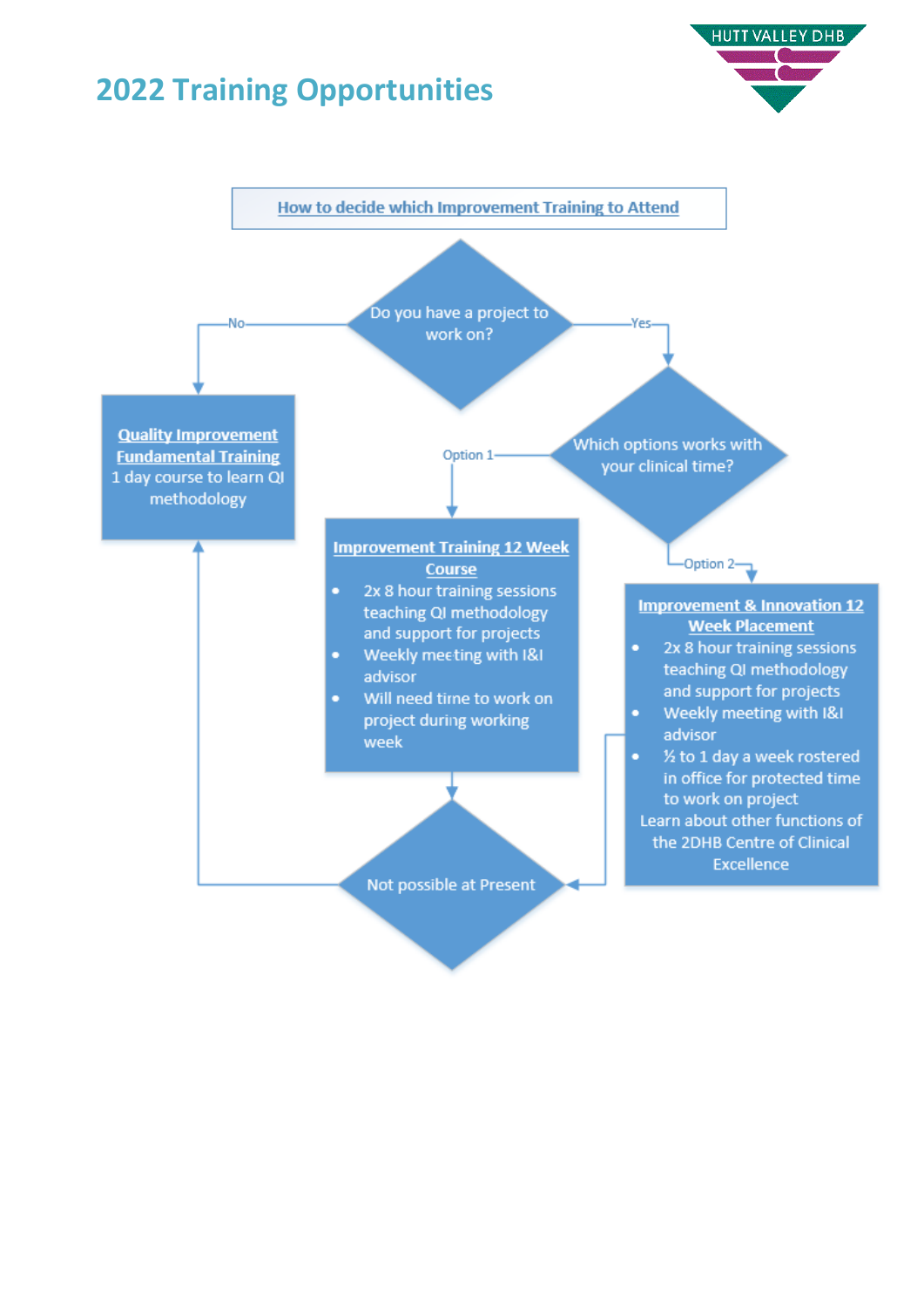# 2022 Training Opportunities

HUTT VALLEY DHB

**How to decide which Improvement Training to Attend**

Do you have a project to work on?

- **No** → **Quality Improvement Fundamental Training**
  1 day course to learn QI methodology
- **Yes** → Which options works with your clinical time?
  - **Option 1** → **Improvement Training 12 Week Course**
    - 2x 8 hour training sessions teaching QI methodology and support for projects
    - Weekly meeting with I&I advisor
    - Will need time to work on project during working week
  - **Option 2** → **Improvement & Innovation 12 Week Placement**
    - 2x 8 hour training sessions teaching QI methodology and support for projects
    - Weekly meeting with I&I advisor
    - ½ to 1 day a week rostered in office for protected time to work on project

    Learn about other functions of the 2DHB Centre of Clinical Excellence

Not possible at Present → Quality Improvement Fundamental Training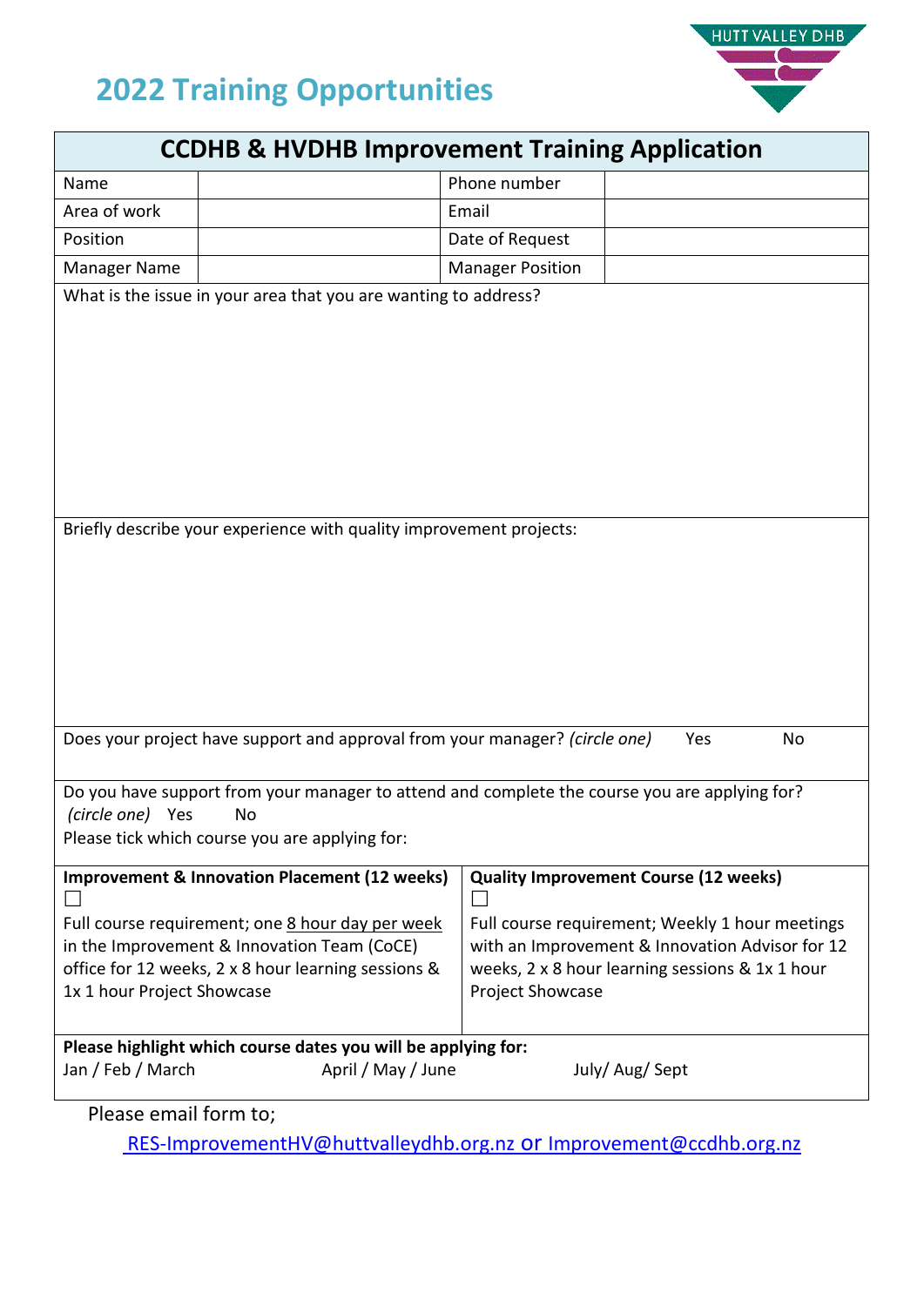# 2022 Training Opportunities

HUTT VALLEY DHB

## CCDHB & HVDHB Improvement Training Application

| | | | |
|---|---|---|---|
| Name | | Phone number | |
| Area of work | | Email | |
| Position | | Date of Request | |
| Manager Name | | Manager Position | |

What is the issue in your area that you are wanting to address?

Briefly describe your experience with quality improvement projects:

Does your project have support and approval from your manager? *(circle one)* Yes No

Do you have support from your manager to attend and complete the course you are applying for? *(circle one)* Yes No

Please tick which course you are applying for:

| **Improvement & Innovation Placement (12 weeks)** | **Quality Improvement Course (12 weeks)** |
|---|---|
| ☐ | ☐ |
| Full course requirement; one 8 hour day per week in the Improvement & Innovation Team (CoCE) office for 12 weeks, 2 x 8 hour learning sessions & 1x 1 hour Project Showcase | Full course requirement; Weekly 1 hour meetings with an Improvement & Innovation Advisor for 12 weeks, 2 x 8 hour learning sessions & 1x 1 hour Project Showcase |

**Please highlight which course dates you will be applying for:**

Jan / Feb / March    April / May / June    July/ Aug/ Sept

Please email form to;

RES-ImprovementHV@huttvalleydhb.org.nz or Improvement@ccdhb.org.nz